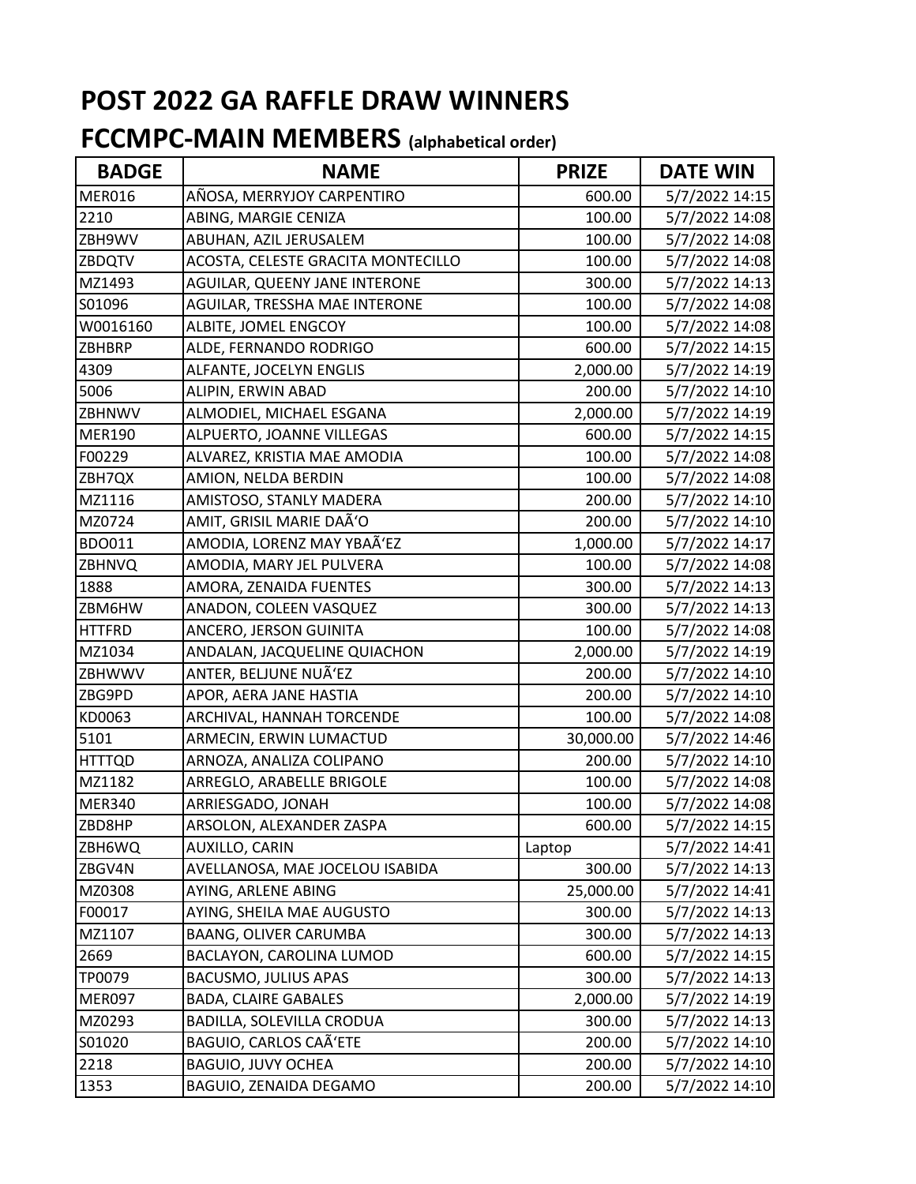# POST 2022 GA RAFFLE DRAW WINNERS

## FCCMPC-MAIN MEMBERS (alphabetical order)

| BADGE | NAME | PRIZE | DATE WIN |
|---|---|---|---|
| MER016 | AÑOSA, MERRYJOY CARPENTIRO | 600.00 | 5/7/2022 14:15 |
| 2210 | ABING, MARGIE CENIZA | 100.00 | 5/7/2022 14:08 |
| ZBH9WV | ABUHAN, AZIL JERUSALEM | 100.00 | 5/7/2022 14:08 |
| ZBDQTV | ACOSTA, CELESTE GRACITA MONTECILLO | 100.00 | 5/7/2022 14:08 |
| MZ1493 | AGUILAR, QUEENY JANE INTERONE | 300.00 | 5/7/2022 14:13 |
| S01096 | AGUILAR, TRESSHA MAE INTERONE | 100.00 | 5/7/2022 14:08 |
| W0016160 | ALBITE, JOMEL ENGCOY | 100.00 | 5/7/2022 14:08 |
| ZBHBRP | ALDE, FERNANDO RODRIGO | 600.00 | 5/7/2022 14:15 |
| 4309 | ALFANTE, JOCELYN ENGLIS | 2,000.00 | 5/7/2022 14:19 |
| 5006 | ALIPIN, ERWIN ABAD | 200.00 | 5/7/2022 14:10 |
| ZBHNWV | ALMODIEL, MICHAEL ESGANA | 2,000.00 | 5/7/2022 14:19 |
| MER190 | ALPUERTO, JOANNE VILLEGAS | 600.00 | 5/7/2022 14:15 |
| F00229 | ALVAREZ, KRISTIA MAE AMODIA | 100.00 | 5/7/2022 14:08 |
| ZBH7QX | AMION, NELDA BERDIN | 100.00 | 5/7/2022 14:08 |
| MZ1116 | AMISTOSO, STANLY MADERA | 200.00 | 5/7/2022 14:10 |
| MZ0724 | AMIT, GRISIL MARIE DAÃ'O | 200.00 | 5/7/2022 14:10 |
| BDO011 | AMODIA, LORENZ MAY YBAÃ'EZ | 1,000.00 | 5/7/2022 14:17 |
| ZBHNVQ | AMODIA, MARY JEL PULVERA | 100.00 | 5/7/2022 14:08 |
| 1888 | AMORA, ZENAIDA FUENTES | 300.00 | 5/7/2022 14:13 |
| ZBM6HW | ANADON, COLEEN VASQUEZ | 300.00 | 5/7/2022 14:13 |
| HTTFRD | ANCERO, JERSON GUINITA | 100.00 | 5/7/2022 14:08 |
| MZ1034 | ANDALAN, JACQUELINE QUIACHON | 2,000.00 | 5/7/2022 14:19 |
| ZBHWWV | ANTER, BELJUNE NUÃ'EZ | 200.00 | 5/7/2022 14:10 |
| ZBG9PD | APOR, AERA JANE HASTIA | 200.00 | 5/7/2022 14:10 |
| KD0063 | ARCHIVAL, HANNAH TORCENDE | 100.00 | 5/7/2022 14:08 |
| 5101 | ARMECIN, ERWIN LUMACTUD | 30,000.00 | 5/7/2022 14:46 |
| HTTTQD | ARNOZA, ANALIZA COLIPANO | 200.00 | 5/7/2022 14:10 |
| MZ1182 | ARREGLO, ARABELLE BRIGOLE | 100.00 | 5/7/2022 14:08 |
| MER340 | ARRIESGADO, JONAH | 100.00 | 5/7/2022 14:08 |
| ZBD8HP | ARSOLON, ALEXANDER ZASPA | 600.00 | 5/7/2022 14:15 |
| ZBH6WQ | AUXILLO, CARIN | Laptop | 5/7/2022 14:41 |
| ZBGV4N | AVELLANOSA, MAE JOCELOU ISABIDA | 300.00 | 5/7/2022 14:13 |
| MZ0308 | AYING, ARLENE ABING | 25,000.00 | 5/7/2022 14:41 |
| F00017 | AYING, SHEILA MAE AUGUSTO | 300.00 | 5/7/2022 14:13 |
| MZ1107 | BAANG, OLIVER CARUMBA | 300.00 | 5/7/2022 14:13 |
| 2669 | BACLAYON, CAROLINA LUMOD | 600.00 | 5/7/2022 14:15 |
| TP0079 | BACUSMO, JULIUS APAS | 300.00 | 5/7/2022 14:13 |
| MER097 | BADA, CLAIRE GABALES | 2,000.00 | 5/7/2022 14:19 |
| MZ0293 | BADILLA, SOLEVILLA CRODUA | 300.00 | 5/7/2022 14:13 |
| S01020 | BAGUIO, CARLOS CAÃ'ETE | 200.00 | 5/7/2022 14:10 |
| 2218 | BAGUIO, JUVY OCHEA | 200.00 | 5/7/2022 14:10 |
| 1353 | BAGUIO, ZENAIDA DEGAMO | 200.00 | 5/7/2022 14:10 |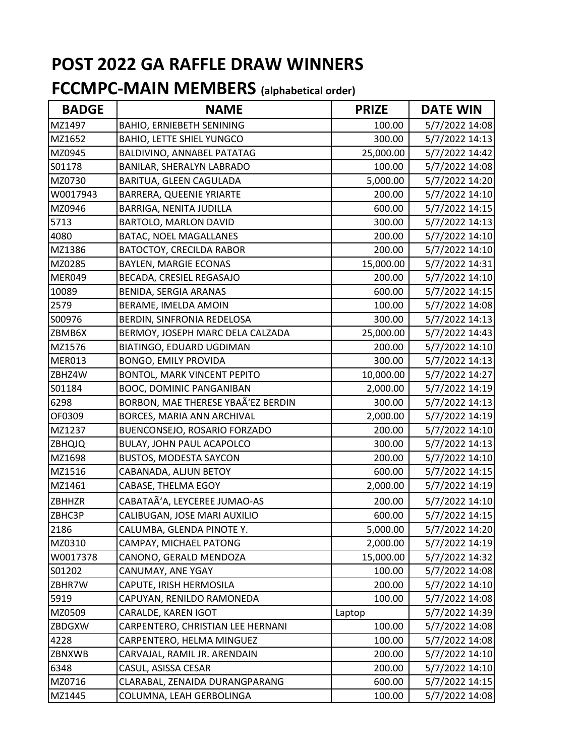# POST 2022 GA RAFFLE DRAW WINNERS

## FCCMPC-MAIN MEMBERS (alphabetical order)

| BADGE | NAME | PRIZE | DATE WIN |
|---|---|---|---|
| MZ1497 | BAHIO, ERNIEBETH SENINING | 100.00 | 5/7/2022 14:08 |
| MZ1652 | BAHIO, LETTE SHIEL YUNGCO | 300.00 | 5/7/2022 14:13 |
| MZ0945 | BALDIVINO, ANNABEL PATATAG | 25,000.00 | 5/7/2022 14:42 |
| S01178 | BANILAR, SHERALYN LABRADO | 100.00 | 5/7/2022 14:08 |
| MZ0730 | BARITUA, GLEEN CAGULADA | 5,000.00 | 5/7/2022 14:20 |
| W0017943 | BARRERA, QUEENIE YRIARTE | 200.00 | 5/7/2022 14:10 |
| MZ0946 | BARRIGA, NENITA JUDILLA | 600.00 | 5/7/2022 14:15 |
| 5713 | BARTOLO, MARLON DAVID | 300.00 | 5/7/2022 14:13 |
| 4080 | BATAC, NOEL MAGALLANES | 200.00 | 5/7/2022 14:10 |
| MZ1386 | BATOCTOY, CRECILDA RABOR | 200.00 | 5/7/2022 14:10 |
| MZ0285 | BAYLEN, MARGIE ECONAS | 15,000.00 | 5/7/2022 14:31 |
| MER049 | BECADA, CRESIEL REGASAJO | 200.00 | 5/7/2022 14:10 |
| 10089 | BENIDA, SERGIA ARANAS | 600.00 | 5/7/2022 14:15 |
| 2579 | BERAME, IMELDA AMOIN | 100.00 | 5/7/2022 14:08 |
| S00976 | BERDIN, SINFRONIA REDELOSA | 300.00 | 5/7/2022 14:13 |
| ZBMB6X | BERMOY, JOSEPH MARC DELA CALZADA | 25,000.00 | 5/7/2022 14:43 |
| MZ1576 | BIATINGO, EDUARD UGDIMAN | 200.00 | 5/7/2022 14:10 |
| MER013 | BONGO, EMILY PROVIDA | 300.00 | 5/7/2022 14:13 |
| ZBHZ4W | BONTOL, MARK VINCENT PEPITO | 10,000.00 | 5/7/2022 14:27 |
| S01184 | BOOC, DOMINIC PANGANIBAN | 2,000.00 | 5/7/2022 14:19 |
| 6298 | BORBON, MAE THERESE YBAÃ‘EZ BERDIN | 300.00 | 5/7/2022 14:13 |
| OF0309 | BORCES, MARIA ANN ARCHIVAL | 2,000.00 | 5/7/2022 14:19 |
| MZ1237 | BUENCONSEJO, ROSARIO FORZADO | 200.00 | 5/7/2022 14:10 |
| ZBHQJQ | BULAY, JOHN PAUL ACAPOLCO | 300.00 | 5/7/2022 14:13 |
| MZ1698 | BUSTOS, MODESTA SAYCON | 200.00 | 5/7/2022 14:10 |
| MZ1516 | CABANADA, ALJUN BETOY | 600.00 | 5/7/2022 14:15 |
| MZ1461 | CABASE, THELMA EGOY | 2,000.00 | 5/7/2022 14:19 |
| ZBHHZR | CABATAÃ‘A, LEYCEREE JUMAO-AS | 200.00 | 5/7/2022 14:10 |
| ZBHC3P | CALIBUGAN, JOSE MARI AUXILIO | 600.00 | 5/7/2022 14:15 |
| 2186 | CALUMBA, GLENDA PINOTE Y. | 5,000.00 | 5/7/2022 14:20 |
| MZ0310 | CAMPAY, MICHAEL PATONG | 2,000.00 | 5/7/2022 14:19 |
| W0017378 | CANONO, GERALD MENDOZA | 15,000.00 | 5/7/2022 14:32 |
| S01202 | CANUMAY, ANE YGAY | 100.00 | 5/7/2022 14:08 |
| ZBHR7W | CAPUTE, IRISH HERMOSILA | 200.00 | 5/7/2022 14:10 |
| 5919 | CAPUYAN, RENILDO RAMONEDA | 100.00 | 5/7/2022 14:08 |
| MZ0509 | CARALDE, KAREN IGOT | Laptop | 5/7/2022 14:39 |
| ZBDGXW | CARPENTERO, CHRISTIAN LEE HERNANI | 100.00 | 5/7/2022 14:08 |
| 4228 | CARPENTERO, HELMA MINGUEZ | 100.00 | 5/7/2022 14:08 |
| ZBNXWB | CARVAJAL, RAMIL JR. ARENDAIN | 200.00 | 5/7/2022 14:10 |
| 6348 | CASUL, ASISSA CESAR | 200.00 | 5/7/2022 14:10 |
| MZ0716 | CLARABAL, ZENAIDA DURANGPARANG | 600.00 | 5/7/2022 14:15 |
| MZ1445 | COLUMNA, LEAH GERBOLINGA | 100.00 | 5/7/2022 14:08 |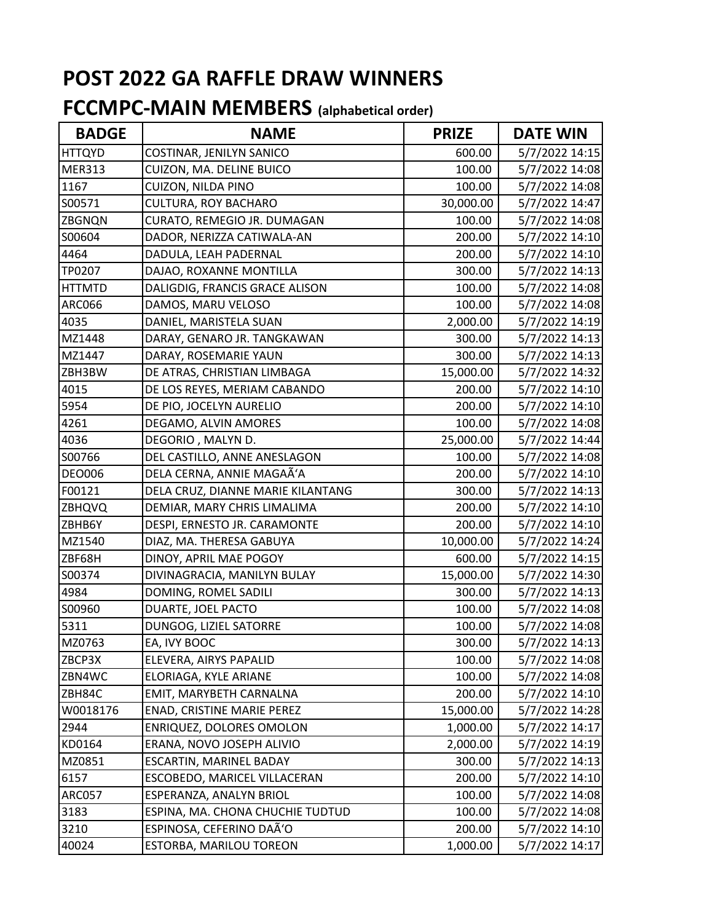# POST 2022 GA RAFFLE DRAW WINNERS

## FCCMPC-MAIN MEMBERS (alphabetical order)

| BADGE | NAME | PRIZE | DATE WIN |
|---|---|---|---|
| HTTQYD | COSTINAR, JENILYN SANICO | 600.00 | 5/7/2022 14:15 |
| MER313 | CUIZON, MA. DELINE BUICO | 100.00 | 5/7/2022 14:08 |
| 1167 | CUIZON, NILDA PINO | 100.00 | 5/7/2022 14:08 |
| S00571 | CULTURA, ROY BACHARO | 30,000.00 | 5/7/2022 14:47 |
| ZBGNQN | CURATO, REMEGIO JR. DUMAGAN | 100.00 | 5/7/2022 14:08 |
| S00604 | DADOR, NERIZZA CATIWALA-AN | 200.00 | 5/7/2022 14:10 |
| 4464 | DADULA, LEAH PADERNAL | 200.00 | 5/7/2022 14:10 |
| TP0207 | DAJAO, ROXANNE MONTILLA | 300.00 | 5/7/2022 14:13 |
| HTTMTD | DALIGDIG, FRANCIS GRACE ALISON | 100.00 | 5/7/2022 14:08 |
| ARC066 | DAMOS, MARU VELOSO | 100.00 | 5/7/2022 14:08 |
| 4035 | DANIEL, MARISTELA SUAN | 2,000.00 | 5/7/2022 14:19 |
| MZ1448 | DARAY, GENARO JR. TANGKAWAN | 300.00 | 5/7/2022 14:13 |
| MZ1447 | DARAY, ROSEMARIE YAUN | 300.00 | 5/7/2022 14:13 |
| ZBH3BW | DE ATRAS, CHRISTIAN LIMBAGA | 15,000.00 | 5/7/2022 14:32 |
| 4015 | DE LOS REYES, MERIAM CABANDO | 200.00 | 5/7/2022 14:10 |
| 5954 | DE PIO, JOCELYN AURELIO | 200.00 | 5/7/2022 14:10 |
| 4261 | DEGAMO, ALVIN AMORES | 100.00 | 5/7/2022 14:08 |
| 4036 | DEGORIO , MALYN D. | 25,000.00 | 5/7/2022 14:44 |
| S00766 | DEL CASTILLO, ANNE ANESLAGON | 100.00 | 5/7/2022 14:08 |
| DEO006 | DELA CERNA, ANNIE MAGAÃ‘A | 200.00 | 5/7/2022 14:10 |
| F00121 | DELA CRUZ, DIANNE MARIE KILANTANG | 300.00 | 5/7/2022 14:13 |
| ZBHQVQ | DEMIAR, MARY CHRIS LIMALIMA | 200.00 | 5/7/2022 14:10 |
| ZBHB6Y | DESPI, ERNESTO JR. CARAMONTE | 200.00 | 5/7/2022 14:10 |
| MZ1540 | DIAZ, MA. THERESA GABUYA | 10,000.00 | 5/7/2022 14:24 |
| ZBF68H | DINOY, APRIL MAE POGOY | 600.00 | 5/7/2022 14:15 |
| S00374 | DIVINAGRACIA, MANILYN BULAY | 15,000.00 | 5/7/2022 14:30 |
| 4984 | DOMING, ROMEL SADILI | 300.00 | 5/7/2022 14:13 |
| S00960 | DUARTE, JOEL PACTO | 100.00 | 5/7/2022 14:08 |
| 5311 | DUNGOG, LIZIEL SATORRE | 100.00 | 5/7/2022 14:08 |
| MZ0763 | EA, IVY BOOC | 300.00 | 5/7/2022 14:13 |
| ZBCP3X | ELEVERA, AIRYS PAPALID | 100.00 | 5/7/2022 14:08 |
| ZBN4WC | ELORIAGA, KYLE ARIANE | 100.00 | 5/7/2022 14:08 |
| ZBH84C | EMIT, MARYBETH CARNALNA | 200.00 | 5/7/2022 14:10 |
| W0018176 | ENAD, CRISTINE MARIE PEREZ | 15,000.00 | 5/7/2022 14:28 |
| 2944 | ENRIQUEZ, DOLORES OMOLON | 1,000.00 | 5/7/2022 14:17 |
| KD0164 | ERANA, NOVO JOSEPH ALIVIO | 2,000.00 | 5/7/2022 14:19 |
| MZ0851 | ESCARTIN, MARINEL BADAY | 300.00 | 5/7/2022 14:13 |
| 6157 | ESCOBEDO, MARICEL VILLACERAN | 200.00 | 5/7/2022 14:10 |
| ARC057 | ESPERANZA, ANALYN BRIOL | 100.00 | 5/7/2022 14:08 |
| 3183 | ESPINA, MA. CHONA CHUCHIE TUDTUD | 100.00 | 5/7/2022 14:08 |
| 3210 | ESPINOSA, CEFERINO DAÃ‘O | 200.00 | 5/7/2022 14:10 |
| 40024 | ESTORBA, MARILOU TOREON | 1,000.00 | 5/7/2022 14:17 |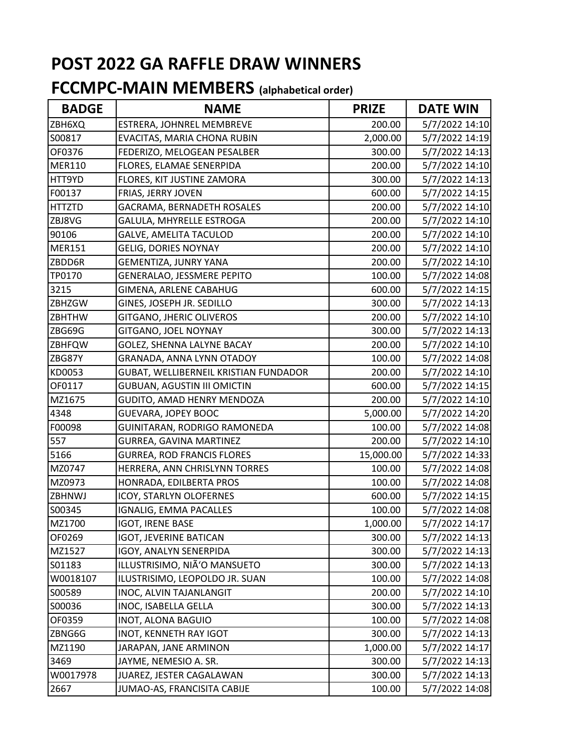# POST 2022 GA RAFFLE DRAW WINNERS

## FCCMPC-MAIN MEMBERS (alphabetical order)

| BADGE | NAME | PRIZE | DATE WIN |
|---|---|---|---|
| ZBH6XQ | ESTRERA, JOHNREL MEMBREVE | 200.00 | 5/7/2022 14:10 |
| S00817 | EVACITAS, MARIA CHONA RUBIN | 2,000.00 | 5/7/2022 14:19 |
| OF0376 | FEDERIZO, MELOGEAN PESALBER | 300.00 | 5/7/2022 14:13 |
| MER110 | FLORES, ELAMAE SENERPIDA | 200.00 | 5/7/2022 14:10 |
| HTT9YD | FLORES, KIT JUSTINE ZAMORA | 300.00 | 5/7/2022 14:13 |
| F00137 | FRIAS, JERRY JOVEN | 600.00 | 5/7/2022 14:15 |
| HTTZTD | GACRAMA, BERNADETH ROSALES | 200.00 | 5/7/2022 14:10 |
| ZBJ8VG | GALULA, MHYRELLE ESTROGA | 200.00 | 5/7/2022 14:10 |
| 90106 | GALVE, AMELITA TACULOD | 200.00 | 5/7/2022 14:10 |
| MER151 | GELIG, DORIES NOYNAY | 200.00 | 5/7/2022 14:10 |
| ZBDD6R | GEMENTIZA, JUNRY YANA | 200.00 | 5/7/2022 14:10 |
| TP0170 | GENERALAO, JESSMERE PEPITO | 100.00 | 5/7/2022 14:08 |
| 3215 | GIMENA, ARLENE CABAHUG | 600.00 | 5/7/2022 14:15 |
| ZBHZGW | GINES, JOSEPH JR. SEDILLO | 300.00 | 5/7/2022 14:13 |
| ZBHTHW | GITGANO, JHERIC OLIVEROS | 200.00 | 5/7/2022 14:10 |
| ZBG69G | GITGANO, JOEL NOYNAY | 300.00 | 5/7/2022 14:13 |
| ZBHFQW | GOLEZ, SHENNA LALYNE BACAY | 200.00 | 5/7/2022 14:10 |
| ZBG87Y | GRANADA, ANNA LYNN OTADOY | 100.00 | 5/7/2022 14:08 |
| KD0053 | GUBAT, WELLIBERNEIL KRISTIAN FUNDADOR | 200.00 | 5/7/2022 14:10 |
| OF0117 | GUBUAN, AGUSTIN III OMICTIN | 600.00 | 5/7/2022 14:15 |
| MZ1675 | GUDITO, AMAD HENRY MENDOZA | 200.00 | 5/7/2022 14:10 |
| 4348 | GUEVARA, JOPEY BOOC | 5,000.00 | 5/7/2022 14:20 |
| F00098 | GUINITARAN, RODRIGO RAMONEDA | 100.00 | 5/7/2022 14:08 |
| 557 | GURREA, GAVINA MARTINEZ | 200.00 | 5/7/2022 14:10 |
| 5166 | GURREA, ROD FRANCIS FLORES | 15,000.00 | 5/7/2022 14:33 |
| MZ0747 | HERRERA, ANN CHRISLYNN TORRES | 100.00 | 5/7/2022 14:08 |
| MZ0973 | HONRADA, EDILBERTA PROS | 100.00 | 5/7/2022 14:08 |
| ZBHNWJ | ICOY, STARLYN OLOFERNES | 600.00 | 5/7/2022 14:15 |
| S00345 | IGNALIG, EMMA PACALLES | 100.00 | 5/7/2022 14:08 |
| MZ1700 | IGOT, IRENE BASE | 1,000.00 | 5/7/2022 14:17 |
| OF0269 | IGOT, JEVERINE BATICAN | 300.00 | 5/7/2022 14:13 |
| MZ1527 | IGOY, ANALYN SENERPIDA | 300.00 | 5/7/2022 14:13 |
| S01183 | ILLUSTRISIMO, NIÃ'O MANSUETO | 300.00 | 5/7/2022 14:13 |
| W0018107 | ILUSTRISIMO, LEOPOLDO JR. SUAN | 100.00 | 5/7/2022 14:08 |
| S00589 | INOC, ALVIN TAJANLANGIT | 200.00 | 5/7/2022 14:10 |
| S00036 | INOC, ISABELLA GELLA | 300.00 | 5/7/2022 14:13 |
| OF0359 | INOT, ALONA BAGUIO | 100.00 | 5/7/2022 14:08 |
| ZBNG6G | INOT, KENNETH RAY IGOT | 300.00 | 5/7/2022 14:13 |
| MZ1190 | JARAPAN, JANE ARMINON | 1,000.00 | 5/7/2022 14:17 |
| 3469 | JAYME, NEMESIO A. SR. | 300.00 | 5/7/2022 14:13 |
| W0017978 | JUAREZ, JESTER CAGALAWAN | 300.00 | 5/7/2022 14:13 |
| 2667 | JUMAO-AS, FRANCISITA CABIJE | 100.00 | 5/7/2022 14:08 |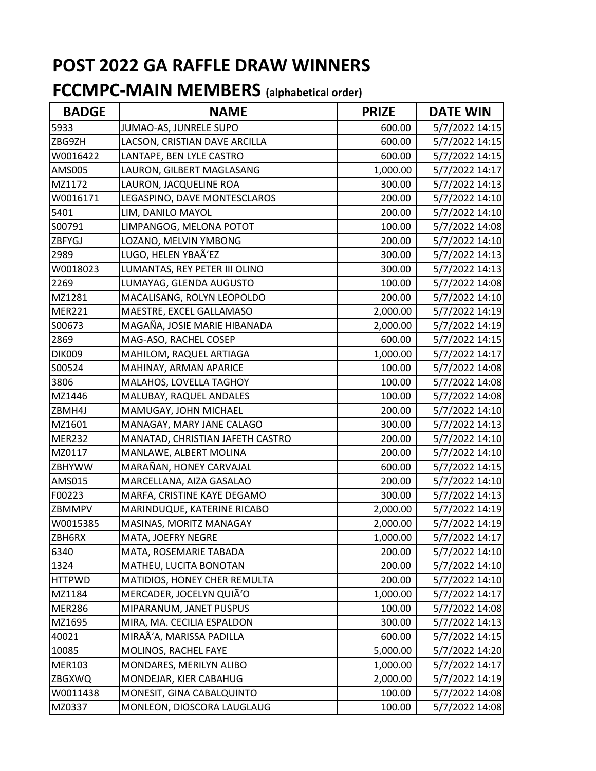# POST 2022 GA RAFFLE DRAW WINNERS

## FCCMPC-MAIN MEMBERS (alphabetical order)

| BADGE | NAME | PRIZE | DATE WIN |
|---|---|---|---|
| 5933 | JUMAO-AS, JUNRELE SUPO | 600.00 | 5/7/2022 14:15 |
| ZBG9ZH | LACSON, CRISTIAN DAVE ARCILLA | 600.00 | 5/7/2022 14:15 |
| W0016422 | LANTAPE, BEN LYLE CASTRO | 600.00 | 5/7/2022 14:15 |
| AMS005 | LAURON, GILBERT MAGLASANG | 1,000.00 | 5/7/2022 14:17 |
| MZ1172 | LAURON, JACQUELINE ROA | 300.00 | 5/7/2022 14:13 |
| W0016171 | LEGASPINO, DAVE MONTESCLAROS | 200.00 | 5/7/2022 14:10 |
| 5401 | LIM, DANILO MAYOL | 200.00 | 5/7/2022 14:10 |
| S00791 | LIMPANGOG, MELONA POTOT | 100.00 | 5/7/2022 14:08 |
| ZBFYGJ | LOZANO, MELVIN YMBONG | 200.00 | 5/7/2022 14:10 |
| 2989 | LUGO, HELEN YBAÃ‘EZ | 300.00 | 5/7/2022 14:13 |
| W0018023 | LUMANTAS, REY PETER III OLINO | 300.00 | 5/7/2022 14:13 |
| 2269 | LUMAYAG, GLENDA AUGUSTO | 100.00 | 5/7/2022 14:08 |
| MZ1281 | MACALISANG, ROLYN LEOPOLDO | 200.00 | 5/7/2022 14:10 |
| MER221 | MAESTRE, EXCEL GALLAMASO | 2,000.00 | 5/7/2022 14:19 |
| S00673 | MAGAÑA, JOSIE MARIE HIBANADA | 2,000.00 | 5/7/2022 14:19 |
| 2869 | MAG-ASO, RACHEL COSEP | 600.00 | 5/7/2022 14:15 |
| DIK009 | MAHILOM, RAQUEL ARTIAGA | 1,000.00 | 5/7/2022 14:17 |
| S00524 | MAHINAY, ARMAN APARICE | 100.00 | 5/7/2022 14:08 |
| 3806 | MALAHOS, LOVELLA TAGHOY | 100.00 | 5/7/2022 14:08 |
| MZ1446 | MALUBAY, RAQUEL ANDALES | 100.00 | 5/7/2022 14:08 |
| ZBMH4J | MAMUGAY, JOHN MICHAEL | 200.00 | 5/7/2022 14:10 |
| MZ1601 | MANAGAY, MARY JANE CALAGO | 300.00 | 5/7/2022 14:13 |
| MER232 | MANATAD, CHRISTIAN JAFETH CASTRO | 200.00 | 5/7/2022 14:10 |
| MZ0117 | MANLAWE, ALBERT MOLINA | 200.00 | 5/7/2022 14:10 |
| ZBHYWW | MARAÑAN, HONEY CARVAJAL | 600.00 | 5/7/2022 14:15 |
| AMS015 | MARCELLANA, AIZA GASALAO | 200.00 | 5/7/2022 14:10 |
| F00223 | MARFA, CRISTINE KAYE DEGAMO | 300.00 | 5/7/2022 14:13 |
| ZBMMPV | MARINDUQUE, KATERINE RICABO | 2,000.00 | 5/7/2022 14:19 |
| W0015385 | MASINAS, MORITZ MANAGAY | 2,000.00 | 5/7/2022 14:19 |
| ZBH6RX | MATA, JOEFRY NEGRE | 1,000.00 | 5/7/2022 14:17 |
| 6340 | MATA, ROSEMARIE TABADA | 200.00 | 5/7/2022 14:10 |
| 1324 | MATHEU, LUCITA BONOTAN | 200.00 | 5/7/2022 14:10 |
| HTTPWD | MATIDIOS, HONEY CHER REMULTA | 200.00 | 5/7/2022 14:10 |
| MZ1184 | MERCADER, JOCELYN QUIÃ‘O | 1,000.00 | 5/7/2022 14:17 |
| MER286 | MIPARANUM, JANET PUSPUS | 100.00 | 5/7/2022 14:08 |
| MZ1695 | MIRA, MA. CECILIA ESPALDON | 300.00 | 5/7/2022 14:13 |
| 40021 | MIRAÃ‘A, MARISSA PADILLA | 600.00 | 5/7/2022 14:15 |
| 10085 | MOLINOS, RACHEL FAYE | 5,000.00 | 5/7/2022 14:20 |
| MER103 | MONDARES, MERILYN ALIBO | 1,000.00 | 5/7/2022 14:17 |
| ZBGXWQ | MONDEJAR, KIER CABAHUG | 2,000.00 | 5/7/2022 14:19 |
| W0011438 | MONESIT, GINA CABALQUINTO | 100.00 | 5/7/2022 14:08 |
| MZ0337 | MONLEON, DIOSCORA LAUGLAUG | 100.00 | 5/7/2022 14:08 |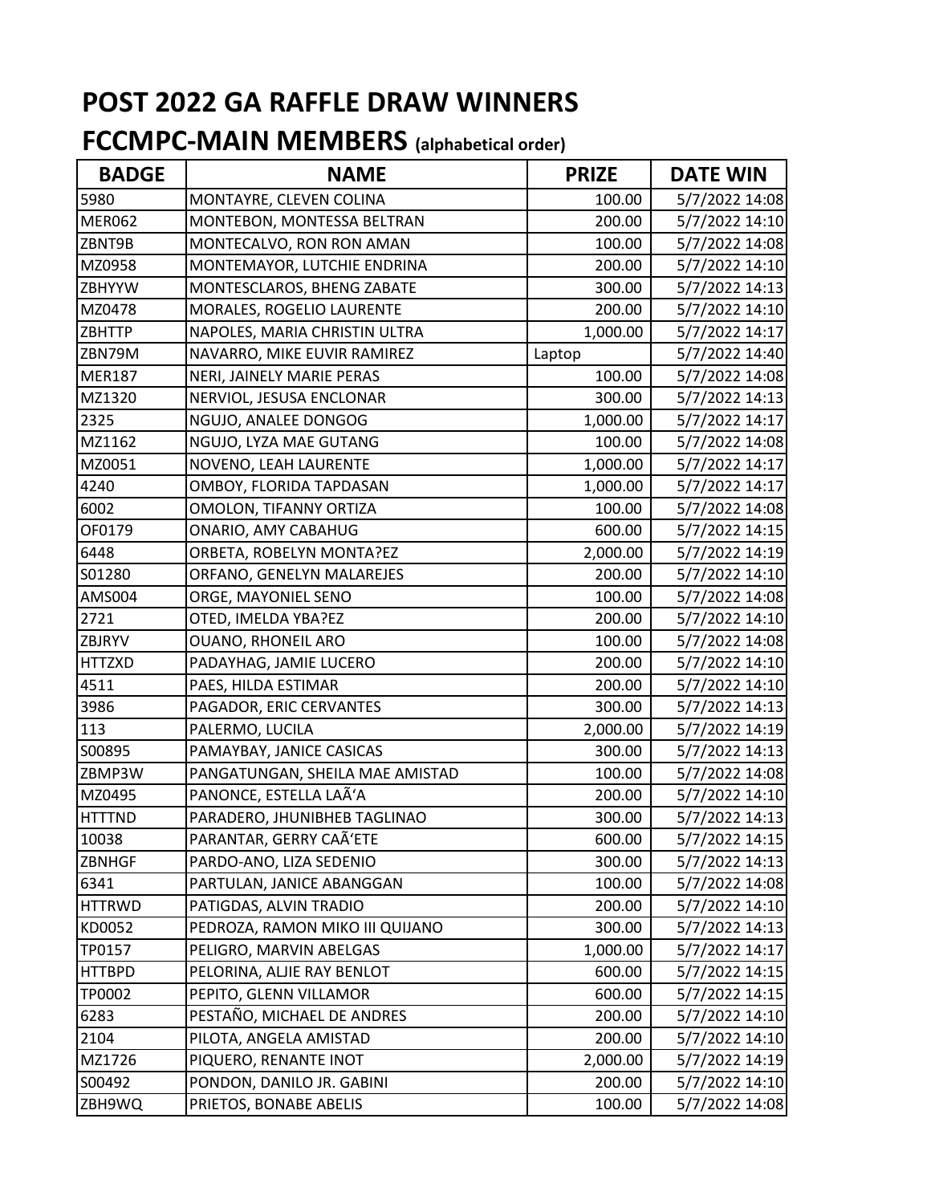# POST 2022 GA RAFFLE DRAW WINNERS

## FCCMPC-MAIN MEMBERS (alphabetical order)

| BADGE | NAME | PRIZE | DATE WIN |
|---|---|---|---|
| 5980 | MONTAYRE, CLEVEN COLINA | 100.00 | 5/7/2022 14:08 |
| MER062 | MONTEBON, MONTESSA BELTRAN | 200.00 | 5/7/2022 14:10 |
| ZBNT9B | MONTECALVO, RON RON AMAN | 100.00 | 5/7/2022 14:08 |
| MZ0958 | MONTEMAYOR, LUTCHIE ENDRINA | 200.00 | 5/7/2022 14:10 |
| ZBHYYW | MONTESCLAROS, BHENG ZABATE | 300.00 | 5/7/2022 14:13 |
| MZ0478 | MORALES, ROGELIO LAURENTE | 200.00 | 5/7/2022 14:10 |
| ZBHTTP | NAPOLES, MARIA CHRISTIN ULTRA | 1,000.00 | 5/7/2022 14:17 |
| ZBN79M | NAVARRO, MIKE EUVIR RAMIREZ | Laptop | 5/7/2022 14:40 |
| MER187 | NERI, JAINELY MARIE PERAS | 100.00 | 5/7/2022 14:08 |
| MZ1320 | NERVIOL, JESUSA ENCLONAR | 300.00 | 5/7/2022 14:13 |
| 2325 | NGUJO, ANALEE DONGOG | 1,000.00 | 5/7/2022 14:17 |
| MZ1162 | NGUJO, LYZA MAE GUTANG | 100.00 | 5/7/2022 14:08 |
| MZ0051 | NOVENO, LEAH LAURENTE | 1,000.00 | 5/7/2022 14:17 |
| 4240 | OMBOY, FLORIDA TAPDASAN | 1,000.00 | 5/7/2022 14:17 |
| 6002 | OMOLON, TIFANNY ORTIZA | 100.00 | 5/7/2022 14:08 |
| OF0179 | ONARIO, AMY CABAHUG | 600.00 | 5/7/2022 14:15 |
| 6448 | ORBETA, ROBELYN MONTA?EZ | 2,000.00 | 5/7/2022 14:19 |
| S01280 | ORFANO, GENELYN MALAREJES | 200.00 | 5/7/2022 14:10 |
| AMS004 | ORGE, MAYONIEL SENO | 100.00 | 5/7/2022 14:08 |
| 2721 | OTED, IMELDA YBA?EZ | 200.00 | 5/7/2022 14:10 |
| ZBJRYV | OUANO, RHONEIL ARO | 100.00 | 5/7/2022 14:08 |
| HTTZXD | PADAYHAG, JAMIE LUCERO | 200.00 | 5/7/2022 14:10 |
| 4511 | PAES, HILDA ESTIMAR | 200.00 | 5/7/2022 14:10 |
| 3986 | PAGADOR, ERIC CERVANTES | 300.00 | 5/7/2022 14:13 |
| 113 | PALERMO, LUCILA | 2,000.00 | 5/7/2022 14:19 |
| S00895 | PAMAYBAY, JANICE CASICAS | 300.00 | 5/7/2022 14:13 |
| ZBMP3W | PANGATUNGAN, SHEILA MAE AMISTAD | 100.00 | 5/7/2022 14:08 |
| MZ0495 | PANONCE, ESTELLA LAÃ‘A | 200.00 | 5/7/2022 14:10 |
| HTTTND | PARADERO, JHUNIBHEB TAGLINAO | 300.00 | 5/7/2022 14:13 |
| 10038 | PARANTAR, GERRY CAÃ‘ETE | 600.00 | 5/7/2022 14:15 |
| ZBNHGF | PARDO-ANO, LIZA SEDENIO | 300.00 | 5/7/2022 14:13 |
| 6341 | PARTULAN, JANICE ABANGGAN | 100.00 | 5/7/2022 14:08 |
| HTTRWD | PATIGDAS, ALVIN TRADIO | 200.00 | 5/7/2022 14:10 |
| KD0052 | PEDROZA, RAMON MIKO III QUIJANO | 300.00 | 5/7/2022 14:13 |
| TP0157 | PELIGRO, MARVIN ABELGAS | 1,000.00 | 5/7/2022 14:17 |
| HTTBPD | PELORINA, ALJIE RAY BENLOT | 600.00 | 5/7/2022 14:15 |
| TP0002 | PEPITO, GLENN VILLAMOR | 600.00 | 5/7/2022 14:15 |
| 6283 | PESTAÑO, MICHAEL DE ANDRES | 200.00 | 5/7/2022 14:10 |
| 2104 | PILOTA, ANGELA AMISTAD | 200.00 | 5/7/2022 14:10 |
| MZ1726 | PIQUERO, RENANTE INOT | 2,000.00 | 5/7/2022 14:19 |
| S00492 | PONDON, DANILO JR. GABINI | 200.00 | 5/7/2022 14:10 |
| ZBH9WQ | PRIETOS, BONABE ABELIS | 100.00 | 5/7/2022 14:08 |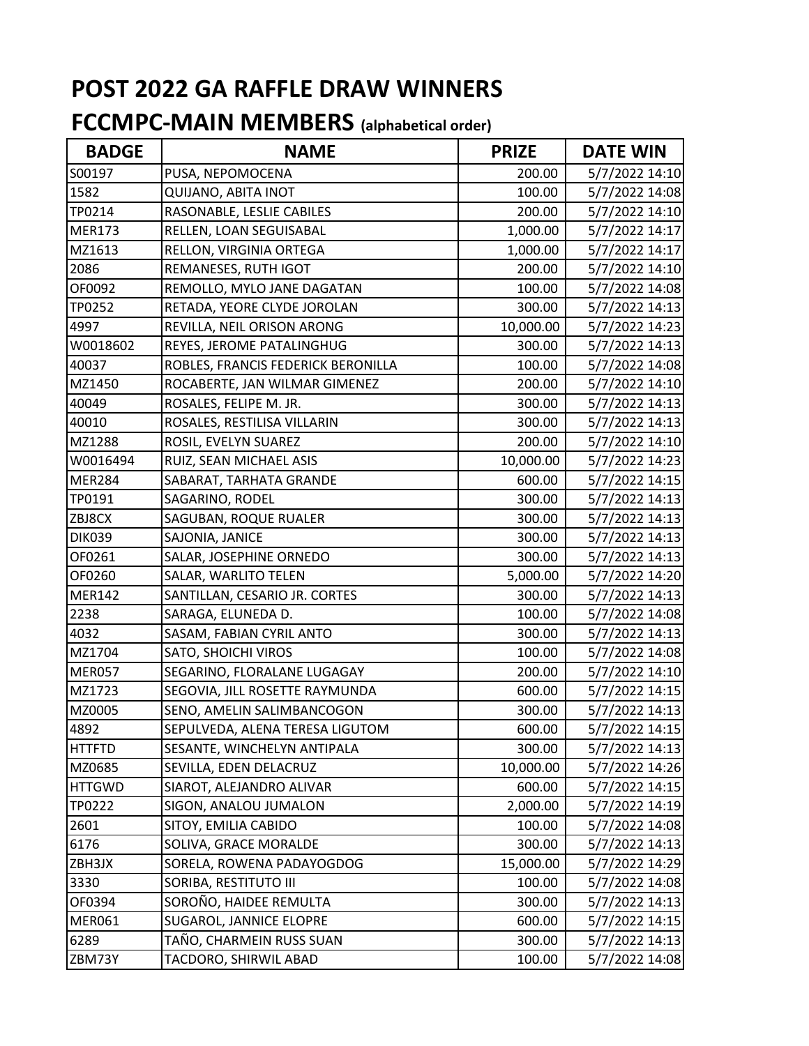# POST 2022 GA RAFFLE DRAW WINNERS

## FCCMPC-MAIN MEMBERS (alphabetical order)

| BADGE | NAME | PRIZE | DATE WIN |
|---|---|---|---|
| S00197 | PUSA, NEPOMOCENA | 200.00 | 5/7/2022 14:10 |
| 1582 | QUIJANO, ABITA INOT | 100.00 | 5/7/2022 14:08 |
| TP0214 | RASONABLE, LESLIE CABILES | 200.00 | 5/7/2022 14:10 |
| MER173 | RELLEN, LOAN SEGUISABAL | 1,000.00 | 5/7/2022 14:17 |
| MZ1613 | RELLON, VIRGINIA ORTEGA | 1,000.00 | 5/7/2022 14:17 |
| 2086 | REMANESES, RUTH IGOT | 200.00 | 5/7/2022 14:10 |
| OF0092 | REMOLLO, MYLO JANE DAGATAN | 100.00 | 5/7/2022 14:08 |
| TP0252 | RETADA, YEORE CLYDE JOROLAN | 300.00 | 5/7/2022 14:13 |
| 4997 | REVILLA, NEIL ORISON ARONG | 10,000.00 | 5/7/2022 14:23 |
| W0018602 | REYES, JEROME PATALINGHUG | 300.00 | 5/7/2022 14:13 |
| 40037 | ROBLES, FRANCIS FEDERICK BERONILLA | 100.00 | 5/7/2022 14:08 |
| MZ1450 | ROCABERTE, JAN WILMAR GIMENEZ | 200.00 | 5/7/2022 14:10 |
| 40049 | ROSALES, FELIPE M. JR. | 300.00 | 5/7/2022 14:13 |
| 40010 | ROSALES, RESTILISA VILLARIN | 300.00 | 5/7/2022 14:13 |
| MZ1288 | ROSIL, EVELYN SUAREZ | 200.00 | 5/7/2022 14:10 |
| W0016494 | RUIZ, SEAN MICHAEL ASIS | 10,000.00 | 5/7/2022 14:23 |
| MER284 | SABARAT, TARHATA GRANDE | 600.00 | 5/7/2022 14:15 |
| TP0191 | SAGARINO, RODEL | 300.00 | 5/7/2022 14:13 |
| ZBJ8CX | SAGUBAN, ROQUE RUALER | 300.00 | 5/7/2022 14:13 |
| DIK039 | SAJONIA, JANICE | 300.00 | 5/7/2022 14:13 |
| OF0261 | SALAR, JOSEPHINE ORNEDO | 300.00 | 5/7/2022 14:13 |
| OF0260 | SALAR, WARLITO TELEN | 5,000.00 | 5/7/2022 14:20 |
| MER142 | SANTILLAN, CESARIO JR. CORTES | 300.00 | 5/7/2022 14:13 |
| 2238 | SARAGA, ELUNEDA D. | 100.00 | 5/7/2022 14:08 |
| 4032 | SASAM, FABIAN CYRIL ANTO | 300.00 | 5/7/2022 14:13 |
| MZ1704 | SATO, SHOICHI VIROS | 100.00 | 5/7/2022 14:08 |
| MER057 | SEGARINO, FLORALANE LUGAGAY | 200.00 | 5/7/2022 14:10 |
| MZ1723 | SEGOVIA, JILL ROSETTE RAYMUNDA | 600.00 | 5/7/2022 14:15 |
| MZ0005 | SENO, AMELIN SALIMBANCOGON | 300.00 | 5/7/2022 14:13 |
| 4892 | SEPULVEDA, ALENA TERESA LIGUTOM | 600.00 | 5/7/2022 14:15 |
| HTTFTD | SESANTE, WINCHELYN ANTIPALA | 300.00 | 5/7/2022 14:13 |
| MZ0685 | SEVILLA, EDEN DELACRUZ | 10,000.00 | 5/7/2022 14:26 |
| HTTGWD | SIAROT, ALEJANDRO ALIVAR | 600.00 | 5/7/2022 14:15 |
| TP0222 | SIGON, ANALOU JUMALON | 2,000.00 | 5/7/2022 14:19 |
| 2601 | SITOY, EMILIA CABIDO | 100.00 | 5/7/2022 14:08 |
| 6176 | SOLIVA, GRACE MORALDE | 300.00 | 5/7/2022 14:13 |
| ZBH3JX | SORELA, ROWENA PADAYOGDOG | 15,000.00 | 5/7/2022 14:29 |
| 3330 | SORIBA, RESTITUTO III | 100.00 | 5/7/2022 14:08 |
| OF0394 | SOROÑO, HAIDEE REMULTA | 300.00 | 5/7/2022 14:13 |
| MER061 | SUGAROL, JANNICE ELOPRE | 600.00 | 5/7/2022 14:15 |
| 6289 | TAÑO, CHARMEIN RUSS SUAN | 300.00 | 5/7/2022 14:13 |
| ZBM73Y | TACDORO, SHIRWIL ABAD | 100.00 | 5/7/2022 14:08 |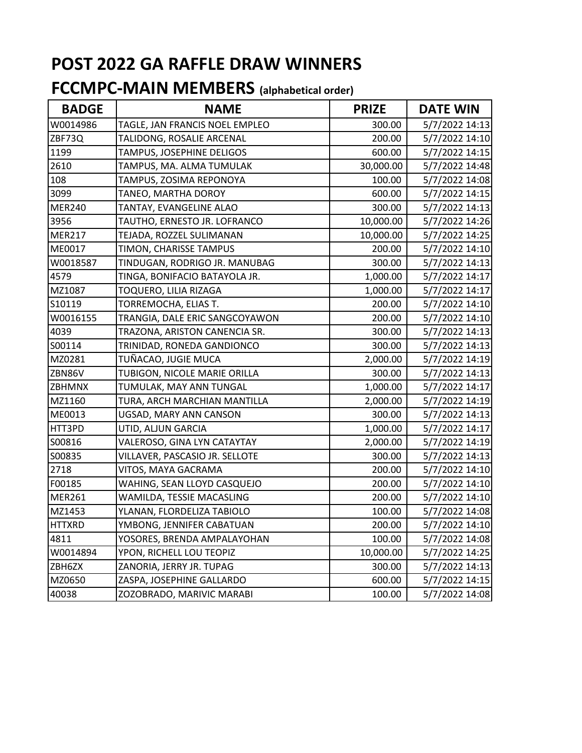# POST 2022 GA RAFFLE DRAW WINNERS

## FCCMPC-MAIN MEMBERS (alphabetical order)

| BADGE | NAME | PRIZE | DATE WIN |
|---|---|---|---|
| W0014986 | TAGLE, JAN FRANCIS NOEL EMPLEO | 300.00 | 5/7/2022 14:13 |
| ZBF73Q | TALIDONG, ROSALIE ARCENAL | 200.00 | 5/7/2022 14:10 |
| 1199 | TAMPUS, JOSEPHINE DELIGOS | 600.00 | 5/7/2022 14:15 |
| 2610 | TAMPUS, MA. ALMA TUMULAK | 30,000.00 | 5/7/2022 14:48 |
| 108 | TAMPUS, ZOSIMA REPONOYA | 100.00 | 5/7/2022 14:08 |
| 3099 | TANEO, MARTHA DOROY | 600.00 | 5/7/2022 14:15 |
| MER240 | TANTAY, EVANGELINE ALAO | 300.00 | 5/7/2022 14:13 |
| 3956 | TAUTHO, ERNESTO JR. LOFRANCO | 10,000.00 | 5/7/2022 14:26 |
| MER217 | TEJADA, ROZZEL SULIMANAN | 10,000.00 | 5/7/2022 14:25 |
| ME0017 | TIMON, CHARISSE TAMPUS | 200.00 | 5/7/2022 14:10 |
| W0018587 | TINDUGAN, RODRIGO JR. MANUBAG | 300.00 | 5/7/2022 14:13 |
| 4579 | TINGA, BONIFACIO BATAYOLA JR. | 1,000.00 | 5/7/2022 14:17 |
| MZ1087 | TOQUERO, LILIA RIZAGA | 1,000.00 | 5/7/2022 14:17 |
| S10119 | TORREMOCHA, ELIAS T. | 200.00 | 5/7/2022 14:10 |
| W0016155 | TRANGIA, DALE ERIC SANGCOYAWON | 200.00 | 5/7/2022 14:10 |
| 4039 | TRAZONA, ARISTON CANENCIA SR. | 300.00 | 5/7/2022 14:13 |
| S00114 | TRINIDAD, RONEDA GANDIONCO | 300.00 | 5/7/2022 14:13 |
| MZ0281 | TUÑACAO, JUGIE MUCA | 2,000.00 | 5/7/2022 14:19 |
| ZBN86V | TUBIGON, NICOLE MARIE ORILLA | 300.00 | 5/7/2022 14:13 |
| ZBHMNX | TUMULAK, MAY ANN TUNGAL | 1,000.00 | 5/7/2022 14:17 |
| MZ1160 | TURA, ARCH MARCHIAN MANTILLA | 2,000.00 | 5/7/2022 14:19 |
| ME0013 | UGSAD, MARY ANN CANSON | 300.00 | 5/7/2022 14:13 |
| HTT3PD | UTID, ALJUN GARCIA | 1,000.00 | 5/7/2022 14:17 |
| S00816 | VALEROSO, GINA LYN CATAYTAY | 2,000.00 | 5/7/2022 14:19 |
| S00835 | VILLAVER, PASCASIO JR. SELLOTE | 300.00 | 5/7/2022 14:13 |
| 2718 | VITOS, MAYA GACRAMA | 200.00 | 5/7/2022 14:10 |
| F00185 | WAHING, SEAN LLOYD CASQUEJO | 200.00 | 5/7/2022 14:10 |
| MER261 | WAMILDA, TESSIE MACASLING | 200.00 | 5/7/2022 14:10 |
| MZ1453 | YLANAN, FLORDELIZA TABIOLO | 100.00 | 5/7/2022 14:08 |
| HTTXRD | YMBONG, JENNIFER CABATUAN | 200.00 | 5/7/2022 14:10 |
| 4811 | YOSORES, BRENDA AMPALAYOHAN | 100.00 | 5/7/2022 14:08 |
| W0014894 | YPON, RICHELL LOU TEOPIZ | 10,000.00 | 5/7/2022 14:25 |
| ZBH6ZX | ZANORIA, JERRY JR. TUPAG | 300.00 | 5/7/2022 14:13 |
| MZ0650 | ZASPA, JOSEPHINE GALLARDO | 600.00 | 5/7/2022 14:15 |
| 40038 | ZOZOBRADO, MARIVIC MARABI | 100.00 | 5/7/2022 14:08 |